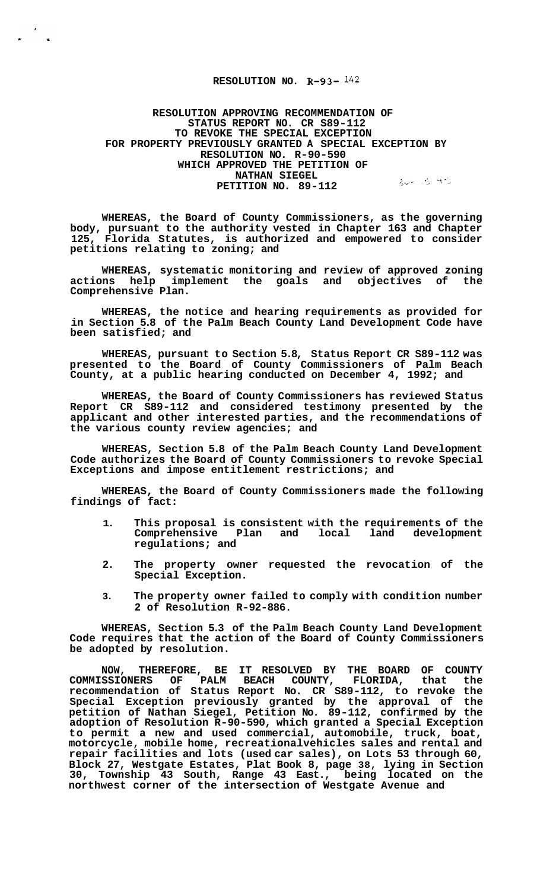**RESOLUTION NO. R-93- 142**

**RESOLUTION APPROVING RECOMMENDATION OF STATUS REPORT NO. CR S89-112 TO REVOKE THE SPECIAL EXCEPTION FOR PROPERTY PREVIOUSLY GRANTED A SPECIAL EXCEPTION BY RESOLUTION NO. R-90-590 WHICH APPROVED THE PETITION OF NATHAN SIEGEL PETITION NO. 89-112**

**WHEREAS, the Board of County Commissioners, as the governing body, pursuant to the authority vested in Chapter 163 and Chapter 125, Florida Statutes, is authorized and empowered to consider petitions relating to zoning; and**

**WHEREAS, systematic monitoring and review of approved zoning actions help implement the goals and objectives of the Comprehensive Plan.**

**WHEREAS, the notice and hearing requirements as provided for in Section 5.8 of the Palm Beach County Land Development Code have been satisfied; and**

**WHEREAS, pursuant to Section 5.8, Status Report CR S89-112 was presented to the Board of County Commissioners of Palm Beach County, at a public hearing conducted on December 4, 1992; and**

**WHEREAS, the Board of County Commissioners has reviewed Status Report CR S89-112 and considered testimony presented by the applicant and other interested parties, and the recommendations of the various county review agencies; and**

**WHEREAS, Section 5.8 of the Palm Beach County Land Development Code authorizes the Board of County Commissioners to revoke Special Exceptions and impose entitlement restrictions; and**

**WHEREAS, the Board of County Commissioners made the following findings of fact:**

1. **This proposal is consistent with the requirements of the Comprehensive Plan and local land development regulations; and**
2. **The property owner requested the revocation of the Special Exception.**
3. **The property owner failed to comply with condition number 2 of Resolution R-92-886.**

**WHEREAS, Section 5.3 of the Palm Beach County Land Development Code requires that the action of the Board of County Commissioners be adopted by resolution.**

**NOW, THEREFORE, BE IT RESOLVED BY THE BOARD OF COUNTY COMMISSIONERS OF PALM BEACH COUNTY, FLORIDA, that the recommendation of Status Report No. CR S89-112, to revoke the Special Exception previously granted by the approval of the petition of Nathan Siegel, Petition No. 89-112, confirmed by the adoption of Resolution R-90-590, which granted a Special Exception to permit a new and used commercial, automobile, truck, boat, motorcycle, mobile home, recreationalvehicles sales and rental and repair facilities and lots (used car sales), on Lots 53 through 60, Block 27, Westgate Estates, Plat Book 8, page 38, lying in Section 30, Township 43 South, Range 43 East., being located on the northwest corner of the intersection of Westgate Avenue and**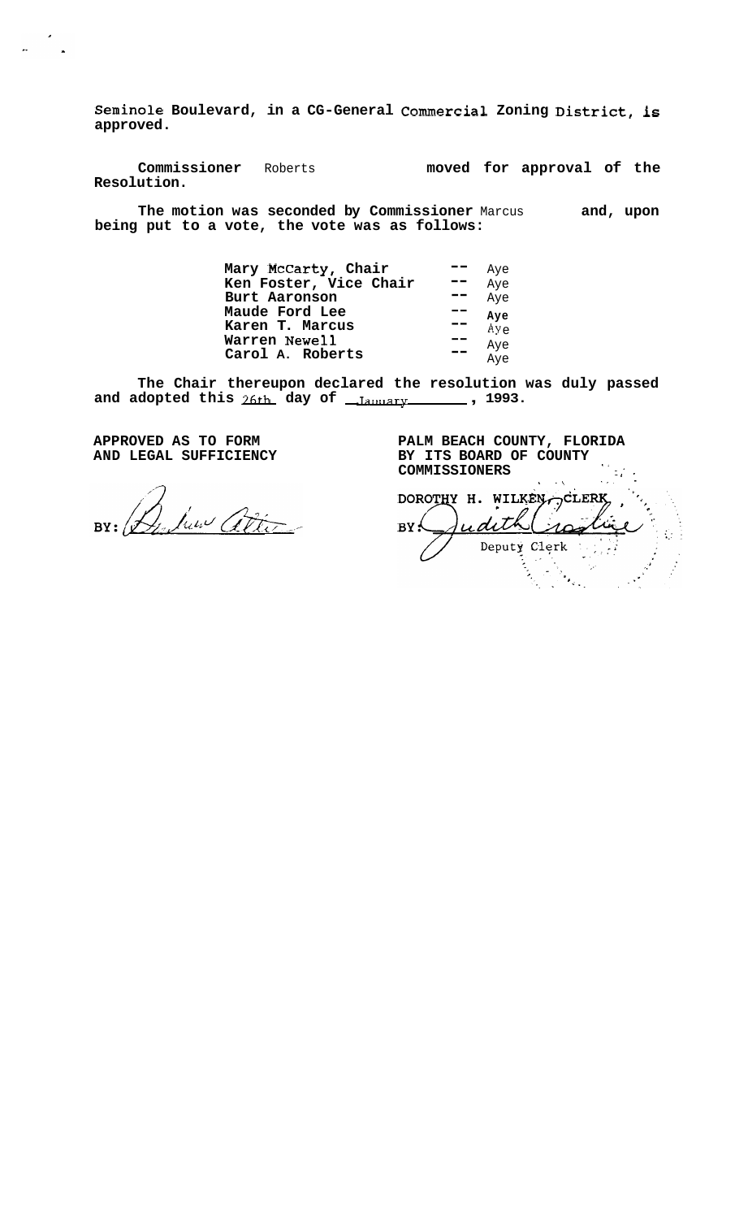Seminole Boulevard, in a CG-General Commercial Zoning District, is approved.

Commissioner Roberts moved for approval of the Resolution.

The motion was seconded by Commissioner Marcus and, upon being put to a vote, the vote was as follows:

| | | |
|---|---|---|
| Mary McCarty, Chair | -- | Aye |
| Ken Foster, Vice Chair | -- | Aye |
| Burt Aaronson | -- | Aye |
| Maude Ford Lee | -- | Aye |
| Karen T. Marcus | -- | Aye |
| Warren Newell | -- | Aye |
| Carol A. Roberts | -- | Aye |

The Chair thereupon declared the resolution was duly passed and adopted this 26th day of January, 1993.

APPROVED AS TO FORM AND LEGAL SUFFICIENCY

BY: *[signature]*

PALM BEACH COUNTY, FLORIDA BY ITS BOARD OF COUNTY COMMISSIONERS

DOROTHY H. WILKEN, CLERK

BY: *[signature]*
Deputy Clerk